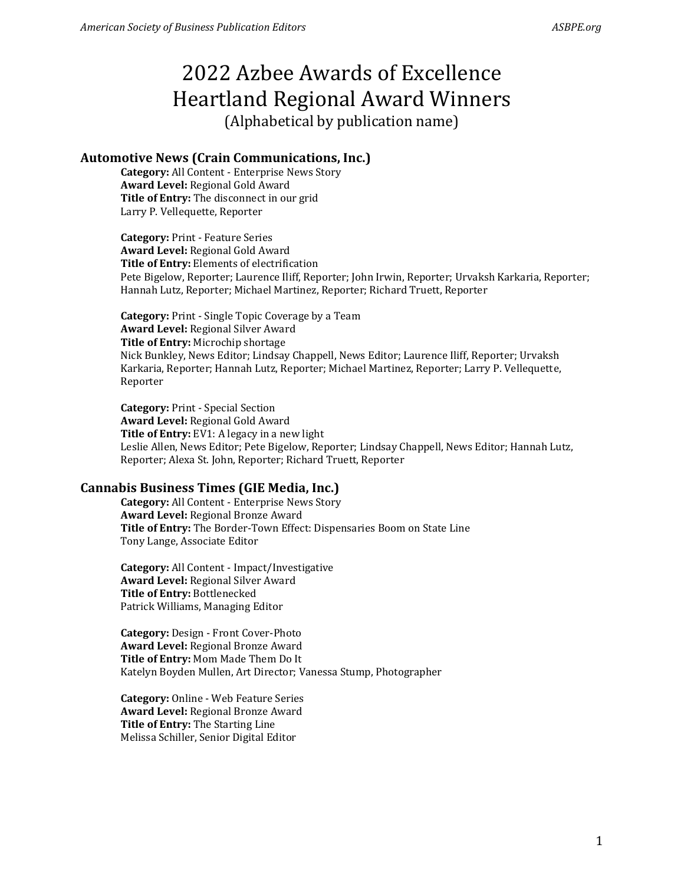# 2022 Azbee Awards of Excellence
# Heartland Regional Award Winners

(Alphabetical by publication name)

## Automotive News (Crain Communications, Inc.)

**Category:** All Content - Enterprise News Story
**Award Level:** Regional Gold Award
**Title of Entry:** The disconnect in our grid
Larry P. Vellequette, Reporter

**Category:** Print - Feature Series
**Award Level:** Regional Gold Award
**Title of Entry:** Elements of electrification
Pete Bigelow, Reporter; Laurence Iliff, Reporter; John Irwin, Reporter; Urvaksh Karkaria, Reporter; Hannah Lutz, Reporter; Michael Martinez, Reporter; Richard Truett, Reporter

**Category:** Print - Single Topic Coverage by a Team
**Award Level:** Regional Silver Award
**Title of Entry:** Microchip shortage
Nick Bunkley, News Editor; Lindsay Chappell, News Editor; Laurence Iliff, Reporter; Urvaksh Karkaria, Reporter; Hannah Lutz, Reporter; Michael Martinez, Reporter; Larry P. Vellequette, Reporter

**Category:** Print - Special Section
**Award Level:** Regional Gold Award
**Title of Entry:** EV1: A legacy in a new light
Leslie Allen, News Editor; Pete Bigelow, Reporter; Lindsay Chappell, News Editor; Hannah Lutz, Reporter; Alexa St. John, Reporter; Richard Truett, Reporter

## Cannabis Business Times (GIE Media, Inc.)

**Category:** All Content - Enterprise News Story
**Award Level:** Regional Bronze Award
**Title of Entry:** The Border-Town Effect: Dispensaries Boom on State Line
Tony Lange, Associate Editor

**Category:** All Content - Impact/Investigative
**Award Level:** Regional Silver Award
**Title of Entry:** Bottlenecked
Patrick Williams, Managing Editor

**Category:** Design - Front Cover-Photo
**Award Level:** Regional Bronze Award
**Title of Entry:** Mom Made Them Do It
Katelyn Boyden Mullen, Art Director; Vanessa Stump, Photographer

**Category:** Online - Web Feature Series
**Award Level:** Regional Bronze Award
**Title of Entry:** The Starting Line
Melissa Schiller, Senior Digital Editor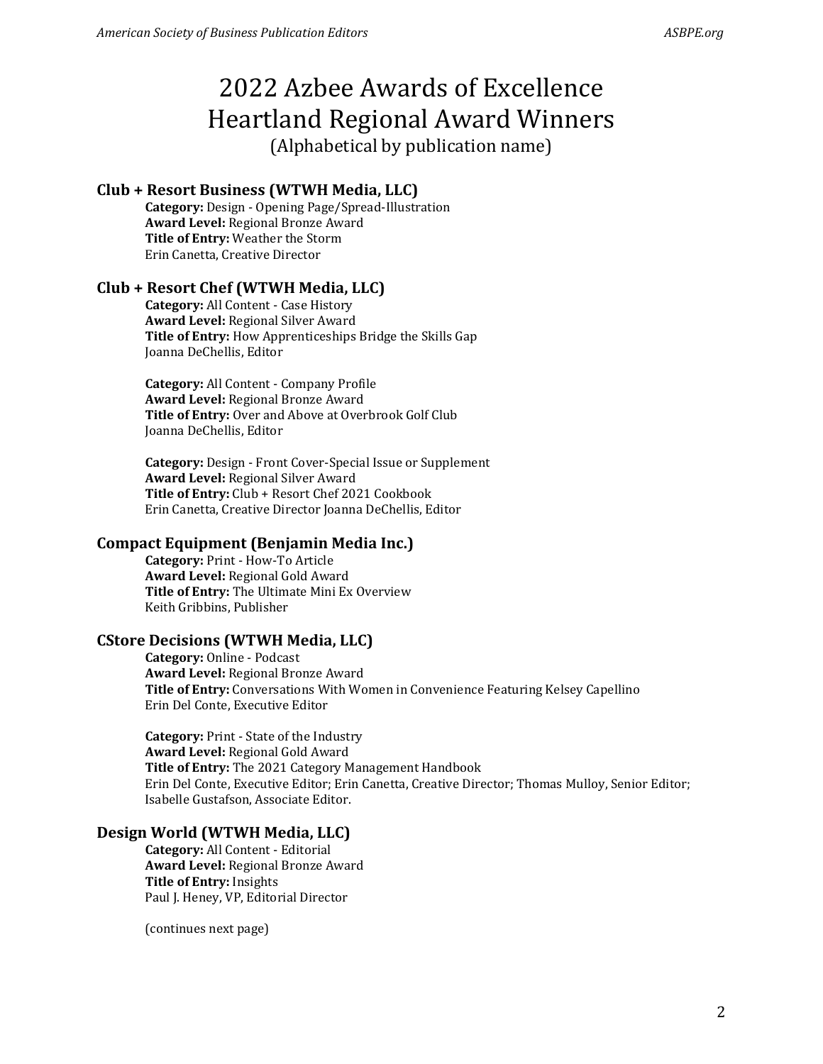# 2022 Azbee Awards of Excellence
# Heartland Regional Award Winners
(Alphabetical by publication name)

## Club + Resort Business (WTWH Media, LLC)

**Category:** Design - Opening Page/Spread-Illustration
**Award Level:** Regional Bronze Award
**Title of Entry:** Weather the Storm
Erin Canetta, Creative Director

## Club + Resort Chef (WTWH Media, LLC)

**Category:** All Content - Case History
**Award Level:** Regional Silver Award
**Title of Entry:** How Apprenticeships Bridge the Skills Gap
Joanna DeChellis, Editor

**Category:** All Content - Company Profile
**Award Level:** Regional Bronze Award
**Title of Entry:** Over and Above at Overbrook Golf Club
Joanna DeChellis, Editor

**Category:** Design - Front Cover-Special Issue or Supplement
**Award Level:** Regional Silver Award
**Title of Entry:** Club + Resort Chef 2021 Cookbook
Erin Canetta, Creative Director Joanna DeChellis, Editor

## Compact Equipment (Benjamin Media Inc.)

**Category:** Print - How-To Article
**Award Level:** Regional Gold Award
**Title of Entry:** The Ultimate Mini Ex Overview
Keith Gribbins, Publisher

## CStore Decisions (WTWH Media, LLC)

**Category:** Online - Podcast
**Award Level:** Regional Bronze Award
**Title of Entry:** Conversations With Women in Convenience Featuring Kelsey Capellino
Erin Del Conte, Executive Editor

**Category:** Print - State of the Industry
**Award Level:** Regional Gold Award
**Title of Entry:** The 2021 Category Management Handbook
Erin Del Conte, Executive Editor; Erin Canetta, Creative Director; Thomas Mulloy, Senior Editor; Isabelle Gustafson, Associate Editor.

## Design World (WTWH Media, LLC)

**Category:** All Content - Editorial
**Award Level:** Regional Bronze Award
**Title of Entry:** Insights
Paul J. Heney, VP, Editorial Director

(continues next page)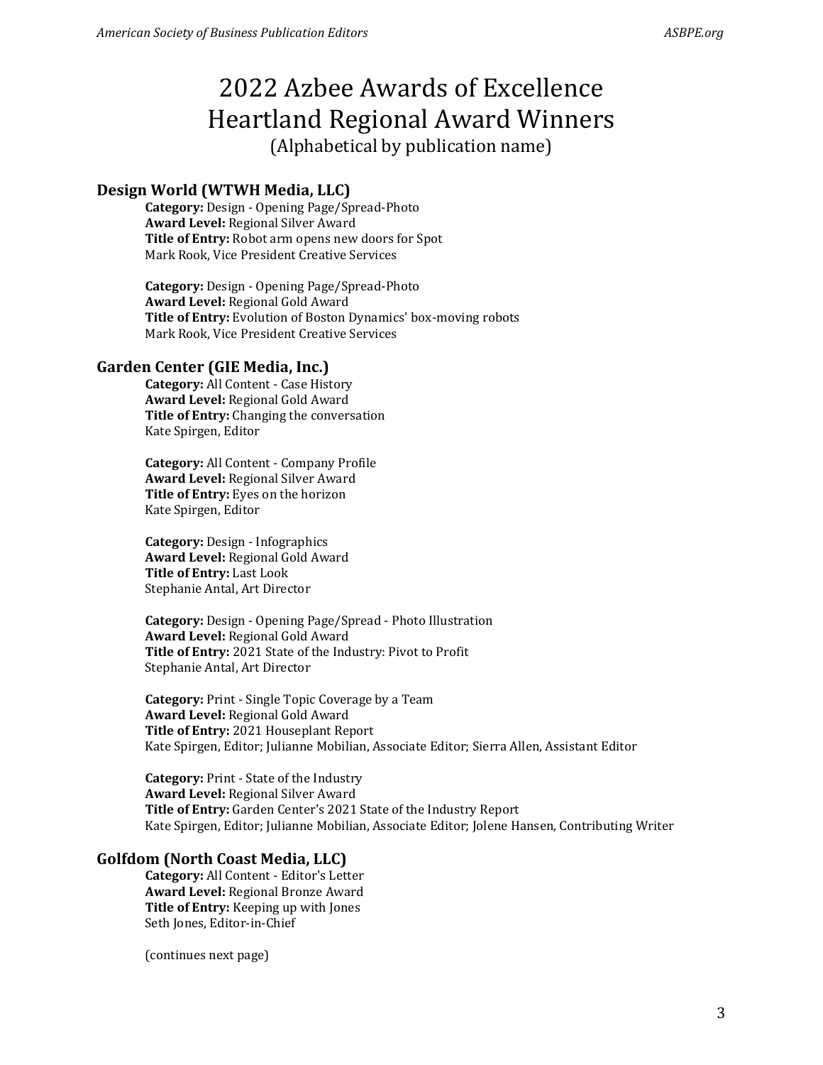# 2022 Azbee Awards of Excellence Heartland Regional Award Winners

(Alphabetical by publication name)

## Design World (WTWH Media, LLC)

**Category:** Design - Opening Page/Spread-Photo
**Award Level:** Regional Silver Award
**Title of Entry:** Robot arm opens new doors for Spot
Mark Rook, Vice President Creative Services

**Category:** Design - Opening Page/Spread-Photo
**Award Level:** Regional Gold Award
**Title of Entry:** Evolution of Boston Dynamics' box-moving robots
Mark Rook, Vice President Creative Services

## Garden Center (GIE Media, Inc.)

**Category:** All Content - Case History
**Award Level:** Regional Gold Award
**Title of Entry:** Changing the conversation
Kate Spirgen, Editor

**Category:** All Content - Company Profile
**Award Level:** Regional Silver Award
**Title of Entry:** Eyes on the horizon
Kate Spirgen, Editor

**Category:** Design - Infographics
**Award Level:** Regional Gold Award
**Title of Entry:** Last Look
Stephanie Antal, Art Director

**Category:** Design - Opening Page/Spread - Photo Illustration
**Award Level:** Regional Gold Award
**Title of Entry:** 2021 State of the Industry: Pivot to Profit
Stephanie Antal, Art Director

**Category:** Print - Single Topic Coverage by a Team
**Award Level:** Regional Gold Award
**Title of Entry:** 2021 Houseplant Report
Kate Spirgen, Editor; Julianne Mobilian, Associate Editor; Sierra Allen, Assistant Editor

**Category:** Print - State of the Industry
**Award Level:** Regional Silver Award
**Title of Entry:** Garden Center's 2021 State of the Industry Report
Kate Spirgen, Editor; Julianne Mobilian, Associate Editor; Jolene Hansen, Contributing Writer

## Golfdom (North Coast Media, LLC)

**Category:** All Content - Editor's Letter
**Award Level:** Regional Bronze Award
**Title of Entry:** Keeping up with Jones
Seth Jones, Editor-in-Chief

(continues next page)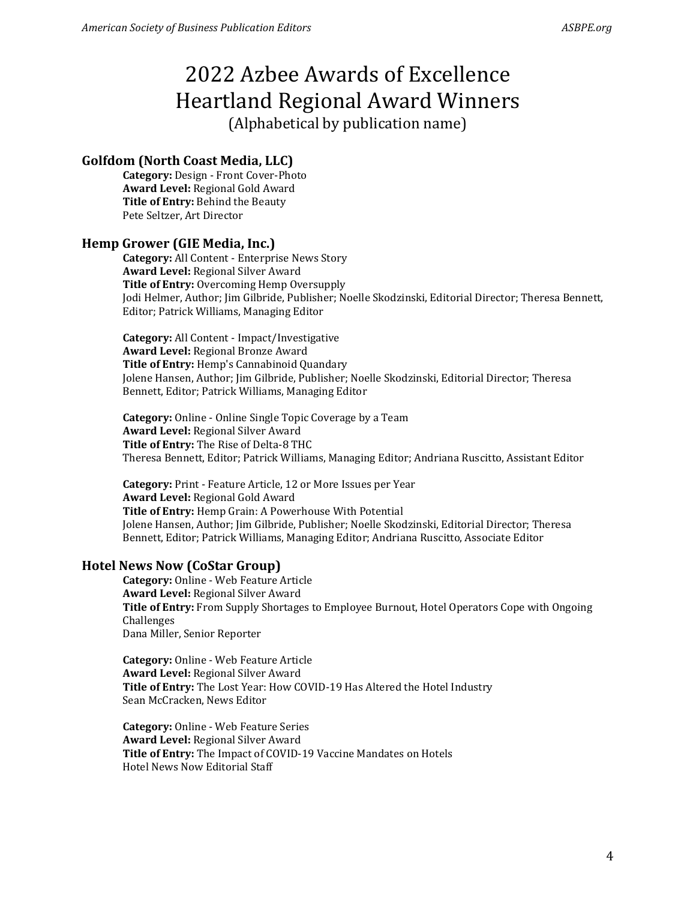# 2022 Azbee Awards of Excellence
# Heartland Regional Award Winners

(Alphabetical by publication name)

### Golfdom (North Coast Media, LLC)

**Category:** Design - Front Cover-Photo
**Award Level:** Regional Gold Award
**Title of Entry:** Behind the Beauty
Pete Seltzer, Art Director

### Hemp Grower (GIE Media, Inc.)

**Category:** All Content - Enterprise News Story
**Award Level:** Regional Silver Award
**Title of Entry:** Overcoming Hemp Oversupply
Jodi Helmer, Author; Jim Gilbride, Publisher; Noelle Skodzinski, Editorial Director; Theresa Bennett, Editor; Patrick Williams, Managing Editor

**Category:** All Content - Impact/Investigative
**Award Level:** Regional Bronze Award
**Title of Entry:** Hemp's Cannabinoid Quandary
Jolene Hansen, Author; Jim Gilbride, Publisher; Noelle Skodzinski, Editorial Director; Theresa Bennett, Editor; Patrick Williams, Managing Editor

**Category:** Online - Online Single Topic Coverage by a Team
**Award Level:** Regional Silver Award
**Title of Entry:** The Rise of Delta-8 THC
Theresa Bennett, Editor; Patrick Williams, Managing Editor; Andriana Ruscitto, Assistant Editor

**Category:** Print - Feature Article, 12 or More Issues per Year
**Award Level:** Regional Gold Award
**Title of Entry:** Hemp Grain: A Powerhouse With Potential
Jolene Hansen, Author; Jim Gilbride, Publisher; Noelle Skodzinski, Editorial Director; Theresa Bennett, Editor; Patrick Williams, Managing Editor; Andriana Ruscitto, Associate Editor

### Hotel News Now (CoStar Group)

**Category:** Online - Web Feature Article
**Award Level:** Regional Silver Award
**Title of Entry:** From Supply Shortages to Employee Burnout, Hotel Operators Cope with Ongoing Challenges
Dana Miller, Senior Reporter

**Category:** Online - Web Feature Article
**Award Level:** Regional Silver Award
**Title of Entry:** The Lost Year: How COVID-19 Has Altered the Hotel Industry
Sean McCracken, News Editor

**Category:** Online - Web Feature Series
**Award Level:** Regional Silver Award
**Title of Entry:** The Impact of COVID-19 Vaccine Mandates on Hotels
Hotel News Now Editorial Staff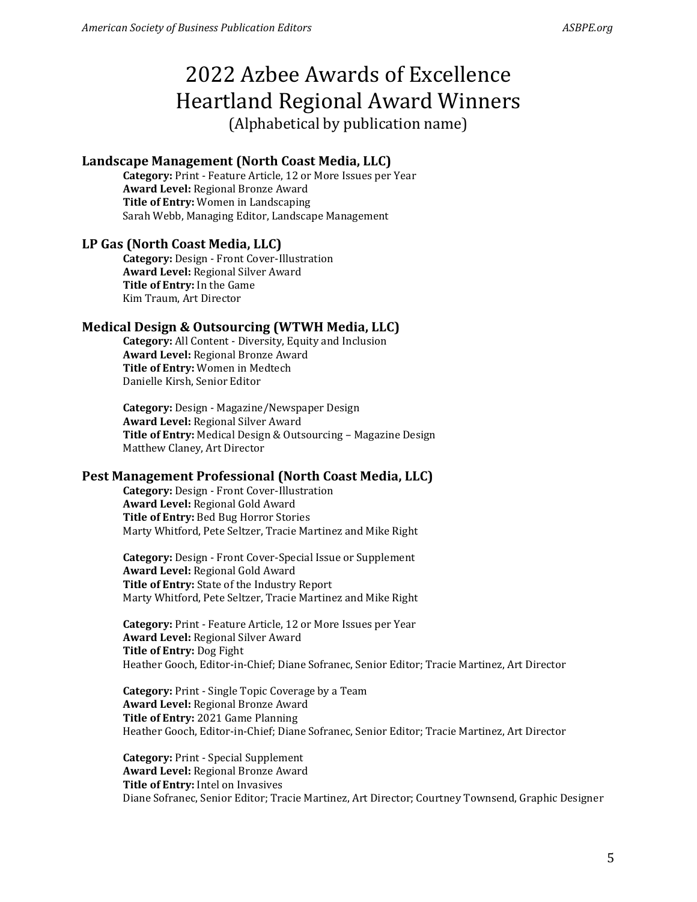# 2022 Azbee Awards of Excellence
# Heartland Regional Award Winners
(Alphabetical by publication name)

### Landscape Management (North Coast Media, LLC)

**Category:** Print - Feature Article, 12 or More Issues per Year
**Award Level:** Regional Bronze Award
**Title of Entry:** Women in Landscaping
Sarah Webb, Managing Editor, Landscape Management

### LP Gas (North Coast Media, LLC)

**Category:** Design - Front Cover-Illustration
**Award Level:** Regional Silver Award
**Title of Entry:** In the Game
Kim Traum, Art Director

### Medical Design & Outsourcing (WTWH Media, LLC)

**Category:** All Content - Diversity, Equity and Inclusion
**Award Level:** Regional Bronze Award
**Title of Entry:** Women in Medtech
Danielle Kirsh, Senior Editor

**Category:** Design - Magazine/Newspaper Design
**Award Level:** Regional Silver Award
**Title of Entry:** Medical Design & Outsourcing – Magazine Design
Matthew Claney, Art Director

### Pest Management Professional (North Coast Media, LLC)

**Category:** Design - Front Cover-Illustration
**Award Level:** Regional Gold Award
**Title of Entry:** Bed Bug Horror Stories
Marty Whitford, Pete Seltzer, Tracie Martinez and Mike Right

**Category:** Design - Front Cover-Special Issue or Supplement
**Award Level:** Regional Gold Award
**Title of Entry:** State of the Industry Report
Marty Whitford, Pete Seltzer, Tracie Martinez and Mike Right

**Category:** Print - Feature Article, 12 or More Issues per Year
**Award Level:** Regional Silver Award
**Title of Entry:** Dog Fight
Heather Gooch, Editor-in-Chief; Diane Sofranec, Senior Editor; Tracie Martinez, Art Director

**Category:** Print - Single Topic Coverage by a Team
**Award Level:** Regional Bronze Award
**Title of Entry:** 2021 Game Planning
Heather Gooch, Editor-in-Chief; Diane Sofranec, Senior Editor; Tracie Martinez, Art Director

**Category:** Print - Special Supplement
**Award Level:** Regional Bronze Award
**Title of Entry:** Intel on Invasives
Diane Sofranec, Senior Editor; Tracie Martinez, Art Director; Courtney Townsend, Graphic Designer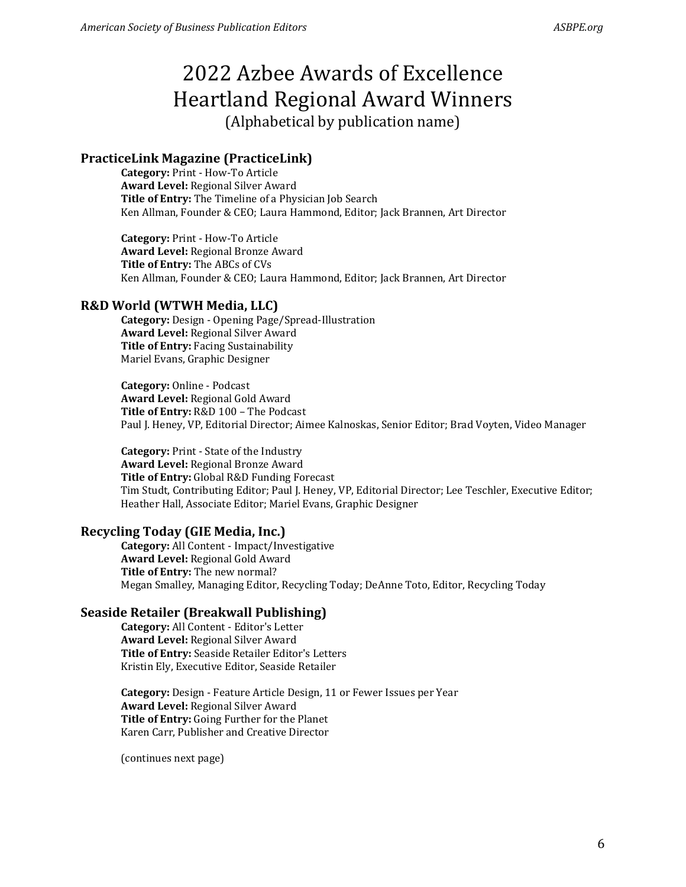# 2022 Azbee Awards of Excellence Heartland Regional Award Winners

(Alphabetical by publication name)

## PracticeLink Magazine (PracticeLink)

**Category:** Print - How-To Article
**Award Level:** Regional Silver Award
**Title of Entry:** The Timeline of a Physician Job Search
Ken Allman, Founder & CEO; Laura Hammond, Editor; Jack Brannen, Art Director

**Category:** Print - How-To Article
**Award Level:** Regional Bronze Award
**Title of Entry:** The ABCs of CVs
Ken Allman, Founder & CEO; Laura Hammond, Editor; Jack Brannen, Art Director

## R&D World (WTWH Media, LLC)

**Category:** Design - Opening Page/Spread-Illustration
**Award Level:** Regional Silver Award
**Title of Entry:** Facing Sustainability
Mariel Evans, Graphic Designer

**Category:** Online - Podcast
**Award Level:** Regional Gold Award
**Title of Entry:** R&D 100 – The Podcast
Paul J. Heney, VP, Editorial Director; Aimee Kalnoskas, Senior Editor; Brad Voyten, Video Manager

**Category:** Print - State of the Industry
**Award Level:** Regional Bronze Award
**Title of Entry:** Global R&D Funding Forecast
Tim Studt, Contributing Editor; Paul J. Heney, VP, Editorial Director; Lee Teschler, Executive Editor; Heather Hall, Associate Editor; Mariel Evans, Graphic Designer

## Recycling Today (GIE Media, Inc.)

**Category:** All Content - Impact/Investigative
**Award Level:** Regional Gold Award
**Title of Entry:** The new normal?
Megan Smalley, Managing Editor, Recycling Today; DeAnne Toto, Editor, Recycling Today

## Seaside Retailer (Breakwall Publishing)

**Category:** All Content - Editor's Letter
**Award Level:** Regional Silver Award
**Title of Entry:** Seaside Retailer Editor's Letters
Kristin Ely, Executive Editor, Seaside Retailer

**Category:** Design - Feature Article Design, 11 or Fewer Issues per Year
**Award Level:** Regional Silver Award
**Title of Entry:** Going Further for the Planet
Karen Carr, Publisher and Creative Director

(continues next page)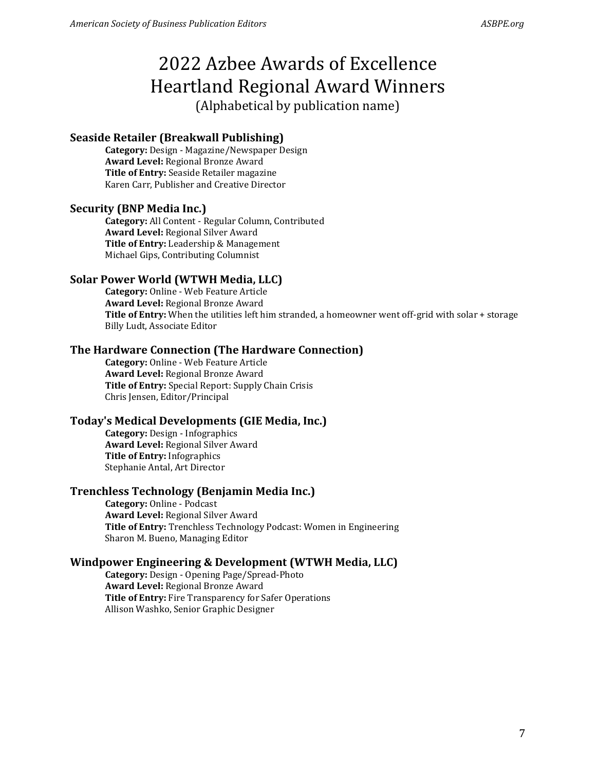# 2022 Azbee Awards of Excellence Heartland Regional Award Winners

(Alphabetical by publication name)

### Seaside Retailer (Breakwall Publishing)

**Category:** Design - Magazine/Newspaper Design
**Award Level:** Regional Bronze Award
**Title of Entry:** Seaside Retailer magazine
Karen Carr, Publisher and Creative Director

### Security (BNP Media Inc.)

**Category:** All Content - Regular Column, Contributed
**Award Level:** Regional Silver Award
**Title of Entry:** Leadership & Management
Michael Gips, Contributing Columnist

### Solar Power World (WTWH Media, LLC)

**Category:** Online - Web Feature Article
**Award Level:** Regional Bronze Award
**Title of Entry:** When the utilities left him stranded, a homeowner went off-grid with solar + storage
Billy Ludt, Associate Editor

### The Hardware Connection (The Hardware Connection)

**Category:** Online - Web Feature Article
**Award Level:** Regional Bronze Award
**Title of Entry:** Special Report: Supply Chain Crisis
Chris Jensen, Editor/Principal

### Today's Medical Developments (GIE Media, Inc.)

**Category:** Design - Infographics
**Award Level:** Regional Silver Award
**Title of Entry:** Infographics
Stephanie Antal, Art Director

### Trenchless Technology (Benjamin Media Inc.)

**Category:** Online - Podcast
**Award Level:** Regional Silver Award
**Title of Entry:** Trenchless Technology Podcast: Women in Engineering
Sharon M. Bueno, Managing Editor

### Windpower Engineering & Development (WTWH Media, LLC)

**Category:** Design - Opening Page/Spread-Photo
**Award Level:** Regional Bronze Award
**Title of Entry:** Fire Transparency for Safer Operations
Allison Washko, Senior Graphic Designer